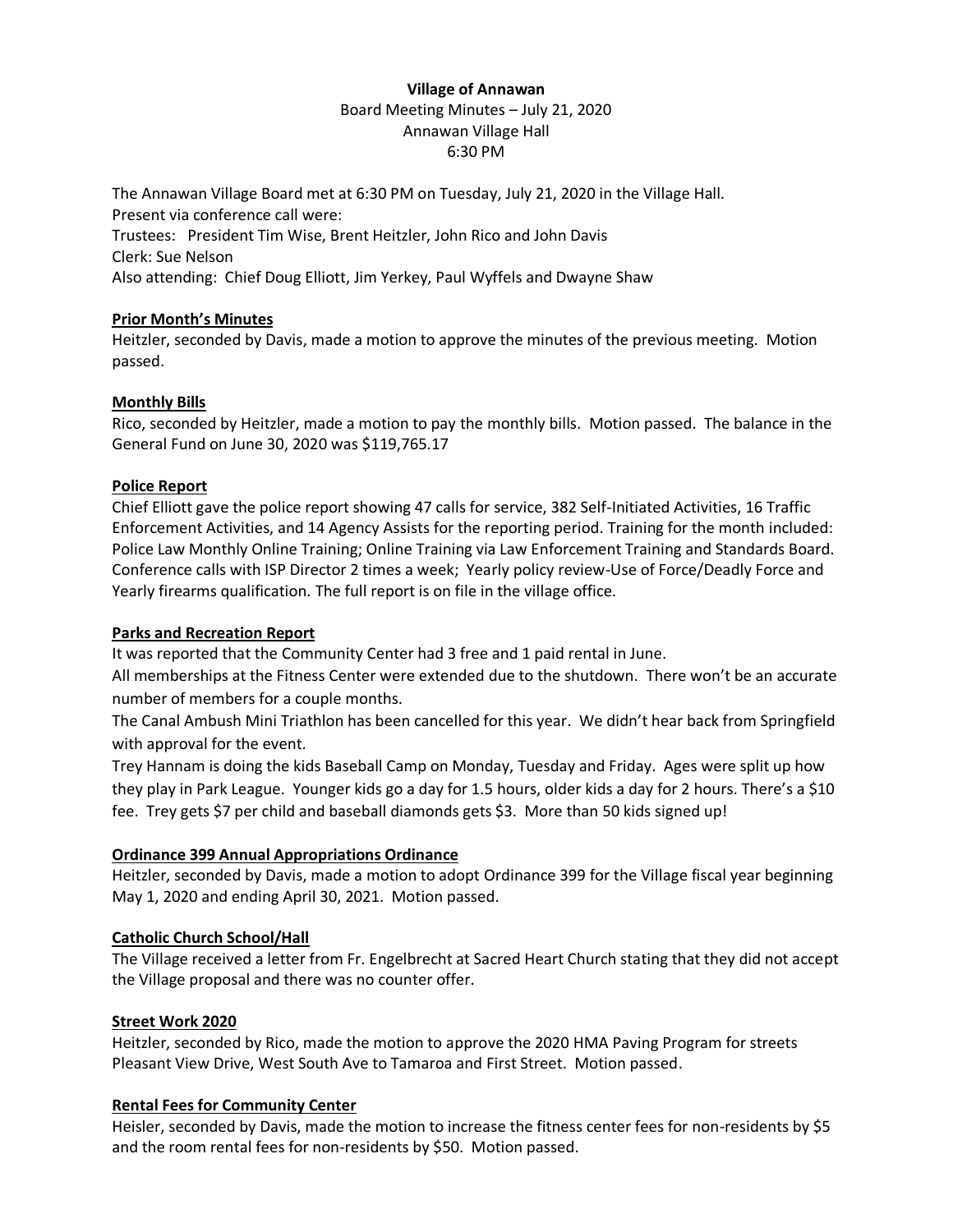**Village of Annawan**

Board Meeting Minutes – July 21, 2020

Annawan Village Hall

6:30 PM

The Annawan Village Board met at 6:30 PM on Tuesday, July 21, 2020 in the Village Hall.
Present via conference call were:
Trustees: President Tim Wise, Brent Heitzler, John Rico and John Davis
Clerk: Sue Nelson
Also attending: Chief Doug Elliott, Jim Yerkey, Paul Wyffels and Dwayne Shaw

**Prior Month's Minutes**

Heitzler, seconded by Davis, made a motion to approve the minutes of the previous meeting. Motion passed.

**Monthly Bills**

Rico, seconded by Heitzler, made a motion to pay the monthly bills. Motion passed. The balance in the General Fund on June 30, 2020 was $119,765.17

**Police Report**

Chief Elliott gave the police report showing 47 calls for service, 382 Self-Initiated Activities, 16 Traffic Enforcement Activities, and 14 Agency Assists for the reporting period. Training for the month included: Police Law Monthly Online Training; Online Training via Law Enforcement Training and Standards Board. Conference calls with ISP Director 2 times a week; Yearly policy review-Use of Force/Deadly Force and Yearly firearms qualification. The full report is on file in the village office.

**Parks and Recreation Report**

It was reported that the Community Center had 3 free and 1 paid rental in June.

All memberships at the Fitness Center were extended due to the shutdown. There won't be an accurate number of members for a couple months.

The Canal Ambush Mini Triathlon has been cancelled for this year. We didn't hear back from Springfield with approval for the event.

Trey Hannam is doing the kids Baseball Camp on Monday, Tuesday and Friday. Ages were split up how they play in Park League. Younger kids go a day for 1.5 hours, older kids a day for 2 hours. There's a $10 fee. Trey gets $7 per child and baseball diamonds gets $3. More than 50 kids signed up!

**Ordinance 399 Annual Appropriations Ordinance**

Heitzler, seconded by Davis, made a motion to adopt Ordinance 399 for the Village fiscal year beginning May 1, 2020 and ending April 30, 2021. Motion passed.

**Catholic Church School/Hall**

The Village received a letter from Fr. Engelbrecht at Sacred Heart Church stating that they did not accept the Village proposal and there was no counter offer.

**Street Work 2020**

Heitzler, seconded by Rico, made the motion to approve the 2020 HMA Paving Program for streets Pleasant View Drive, West South Ave to Tamaroa and First Street. Motion passed.

**Rental Fees for Community Center**

Heisler, seconded by Davis, made the motion to increase the fitness center fees for non-residents by $5 and the room rental fees for non-residents by $50. Motion passed.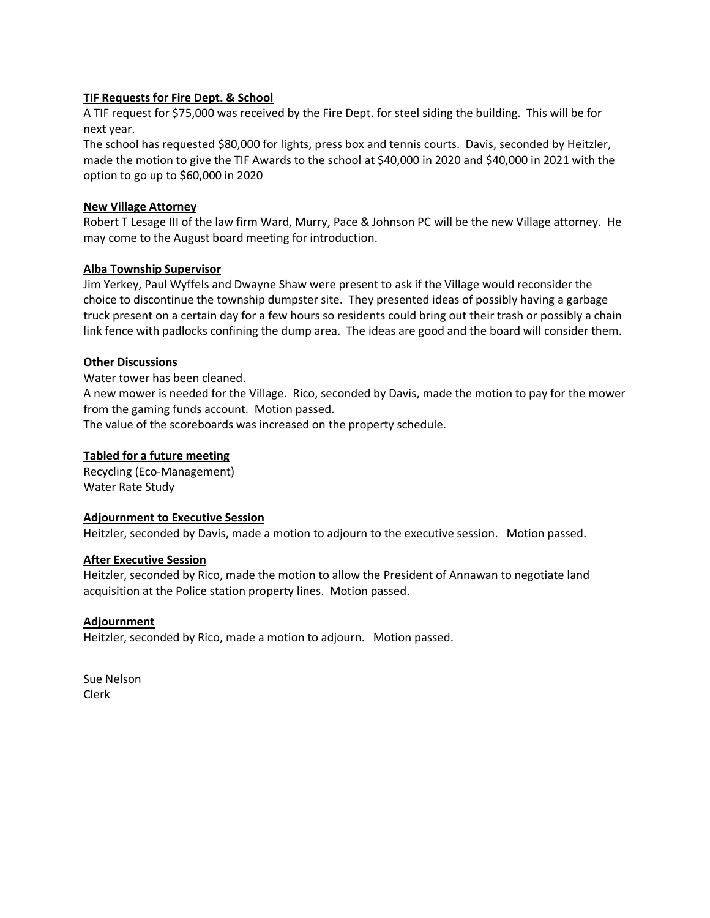**TIF Requests for Fire Dept. & School**

A TIF request for $75,000 was received by the Fire Dept. for steel siding the building. This will be for next year.

The school has requested $80,000 for lights, press box and tennis courts. Davis, seconded by Heitzler, made the motion to give the TIF Awards to the school at $40,000 in 2020 and $40,000 in 2021 with the option to go up to $60,000 in 2020

**New Village Attorney**

Robert T Lesage III of the law firm Ward, Murry, Pace & Johnson PC will be the new Village attorney. He may come to the August board meeting for introduction.

**Alba Township Supervisor**

Jim Yerkey, Paul Wyffels and Dwayne Shaw were present to ask if the Village would reconsider the choice to discontinue the township dumpster site. They presented ideas of possibly having a garbage truck present on a certain day for a few hours so residents could bring out their trash or possibly a chain link fence with padlocks confining the dump area. The ideas are good and the board will consider them.

**Other Discussions**

Water tower has been cleaned.

A new mower is needed for the Village. Rico, seconded by Davis, made the motion to pay for the mower from the gaming funds account. Motion passed.

The value of the scoreboards was increased on the property schedule.

**Tabled for a future meeting**

Recycling (Eco-Management)

Water Rate Study

**Adjournment to Executive Session**

Heitzler, seconded by Davis, made a motion to adjourn to the executive session. Motion passed.

**After Executive Session**

Heitzler, seconded by Rico, made the motion to allow the President of Annawan to negotiate land acquisition at the Police station property lines. Motion passed.

**Adjournment**

Heitzler, seconded by Rico, made a motion to adjourn. Motion passed.

Sue Nelson
Clerk